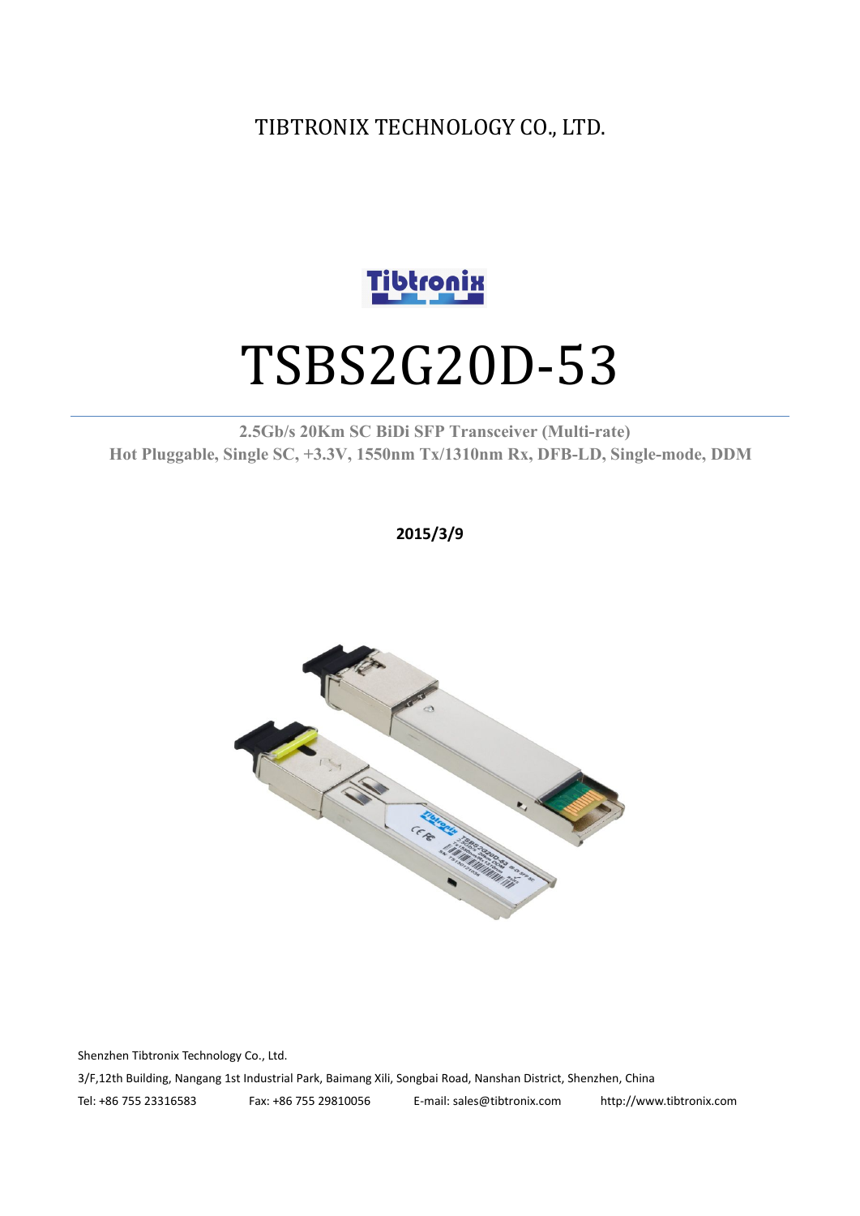TIBTRONIX TECHNOLOGY CO., LTD.

# TSBS2G20D-53

**2.5Gb/s 20Km SC BiDi SFP Transceiver (Multi-rate)**
**Hot Pluggable, Single SC, +3.3V, 1550nm Tx/1310nm Rx, DFB-LD, Single-mode, DDM**

**2015/3/9**

Shenzhen Tibtronix Technology Co., Ltd.

3/F,12th Building, Nangang 1st Industrial Park, Baimang Xili, Songbai Road, Nanshan District, Shenzhen, China

Tel: +86 755 23316583 Fax: +86 755 29810056 E-mail: sales@tibtronix.com http://www.tibtronix.com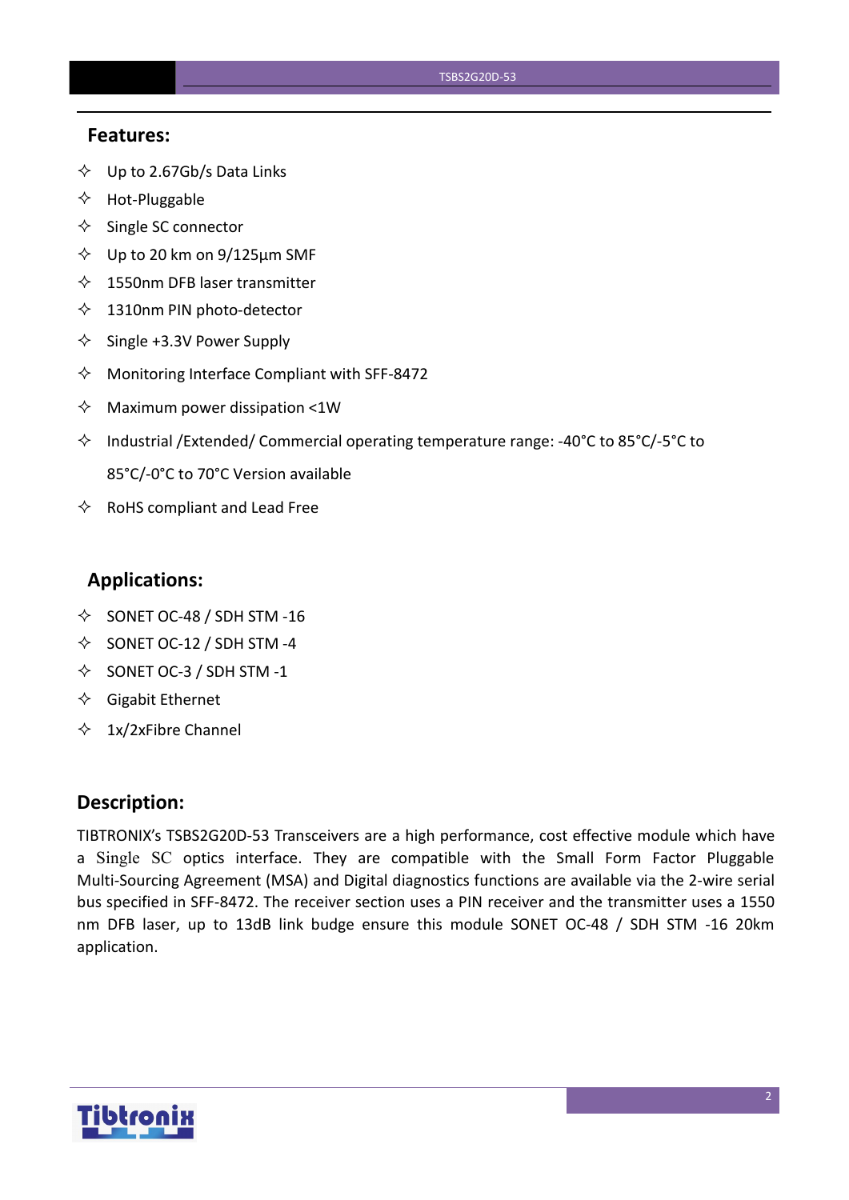## Features:

- Up to 2.67Gb/s Data Links
- Hot-Pluggable
- Single SC connector
- Up to 20 km on 9/125µm SMF
- 1550nm DFB laser transmitter
- 1310nm PIN photo-detector
- Single +3.3V Power Supply
- Monitoring Interface Compliant with SFF-8472
- Maximum power dissipation <1W
- Industrial /Extended/ Commercial operating temperature range: -40°C to 85°C/-5°C to 85°C/-0°C to 70°C Version available
- RoHS compliant and Lead Free

## Applications:

- SONET OC-48 / SDH STM -16
- SONET OC-12 / SDH STM -4
- SONET OC-3 / SDH STM -1
- Gigabit Ethernet
- 1x/2xFibre Channel

## Description:

TIBTRONIX's TSBS2G20D-53 Transceivers are a high performance, cost effective module which have a Single SC optics interface. They are compatible with the Small Form Factor Pluggable Multi-Sourcing Agreement (MSA) and Digital diagnostics functions are available via the 2-wire serial bus specified in SFF-8472. The receiver section uses a PIN receiver and the transmitter uses a 1550 nm DFB laser, up to 13dB link budge ensure this module SONET OC-48 / SDH STM -16 20km application.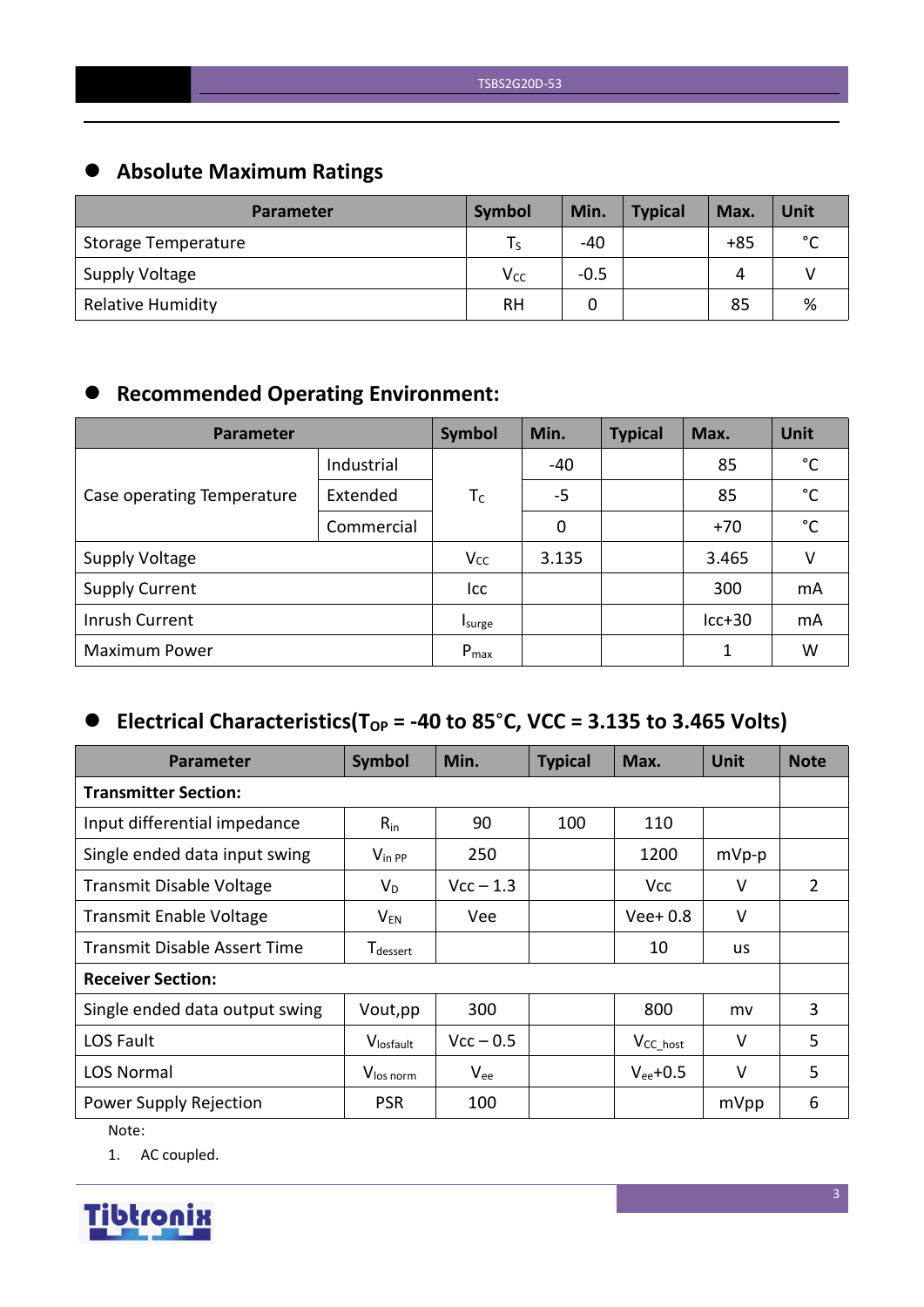## Absolute Maximum Ratings

| Parameter | Symbol | Min. | Typical | Max. | Unit |
|---|---|---|---|---|---|
| Storage Temperature | $T_S$ | -40 | | +85 | °C |
| Supply Voltage | $V_{CC}$ | -0.5 | | 4 | V |
| Relative Humidity | RH | 0 | | 85 | % |

## Recommended Operating Environment:

| Parameter | | Symbol | Min. | Typical | Max. | Unit |
|---|---|---|---|---|---|---|
| Case operating Temperature | Industrial | $T_C$ | -40 | | 85 | °C |
| | Extended | | -5 | | 85 | °C |
| | Commercial | | 0 | | +70 | °C |
| Supply Voltage | | $V_{CC}$ | 3.135 | | 3.465 | V |
| Supply Current | | Icc | | | 300 | mA |
| Inrush Current | | $I_{surge}$ | | | Icc+30 | mA |
| Maximum Power | | $P_{max}$ | | | 1 | W |

## Electrical Characteristics($T_{OP}$ = -40 to 85°C, VCC = 3.135 to 3.465 Volts)

| Parameter | Symbol | Min. | Typical | Max. | Unit | Note |
|---|---|---|---|---|---|---|
| **Transmitter Section:** | | | | | | |
| Input differential impedance | $R_{in}$ | 90 | 100 | 110 | | |
| Single ended data input swing | $V_{in\ PP}$ | 250 | | 1200 | mVp-p | |
| Transmit Disable Voltage | $V_D$ | Vcc – 1.3 | | Vcc | V | 2 |
| Transmit Enable Voltage | $V_{EN}$ | Vee | | Vee+ 0.8 | V | |
| Transmit Disable Assert Time | $T_{dessert}$ | | | 10 | us | |
| **Receiver Section:** | | | | | | |
| Single ended data output swing | Vout,pp | 300 | | 800 | mv | 3 |
| LOS Fault | $V_{losfault}$ | Vcc – 0.5 | | $V_{CC\_host}$ | V | 5 |
| LOS Normal | $V_{los\ norm}$ | $V_{ee}$ | | $V_{ee}$+0.5 | V | 5 |
| Power Supply Rejection | PSR | 100 | | | mVpp | 6 |

Note:

1. AC coupled.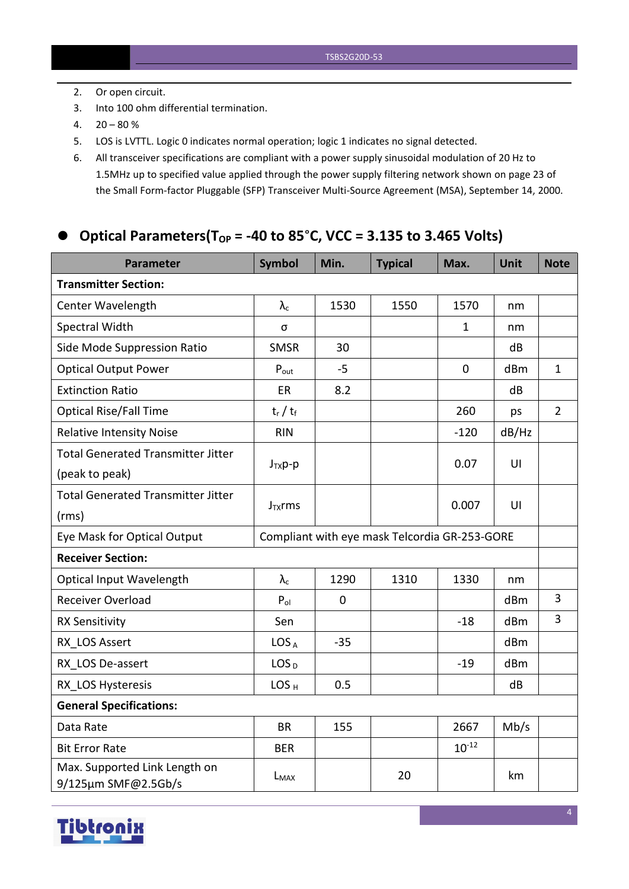2. Or open circuit.
3. Into 100 ohm differential termination.
4. 20 – 80 %
5. LOS is LVTTL. Logic 0 indicates normal operation; logic 1 indicates no signal detected.
6. All transceiver specifications are compliant with a power supply sinusoidal modulation of 20 Hz to 1.5MHz up to specified value applied through the power supply filtering network shown on page 23 of the Small Form-factor Pluggable (SFP) Transceiver Multi-Source Agreement (MSA), September 14, 2000.

## Optical Parameters($T_{OP}$ = -40 to 85°C, VCC = 3.135 to 3.465 Volts)

| Parameter | Symbol | Min. | Typical | Max. | Unit | Note |
|---|---|---|---|---|---|---|
| **Transmitter Section:** | | | | | | |
| Center Wavelength | $\lambda_c$ | 1530 | 1550 | 1570 | nm | |
| Spectral Width | σ | | | 1 | nm | |
| Side Mode Suppression Ratio | SMSR | 30 | | | dB | |
| Optical Output Power | $P_{out}$ | -5 | | 0 | dBm | 1 |
| Extinction Ratio | ER | 8.2 | | | dB | |
| Optical Rise/Fall Time | $t_r$ / $t_f$ | | | 260 | ps | 2 |
| Relative Intensity Noise | RIN | | | -120 | dB/Hz | |
| Total Generated Transmitter Jitter (peak to peak) | $J_{TX}$p-p | | | 0.07 | UI | |
| Total Generated Transmitter Jitter (rms) | $J_{TX}$rms | | | 0.007 | UI | |
| Eye Mask for Optical Output | Compliant with eye mask Telcordia GR-253-GORE | | | | | |
| **Receiver Section:** | | | | | | |
| Optical Input Wavelength | $\lambda_c$ | 1290 | 1310 | 1330 | nm | |
| Receiver Overload | $P_{ol}$ | 0 | | | dBm | 3 |
| RX Sensitivity | Sen | | | -18 | dBm | 3 |
| RX_LOS Assert | $LOS_A$ | -35 | | | dBm | |
| RX_LOS De-assert | $LOS_D$ | | | -19 | dBm | |
| RX_LOS Hysteresis | $LOS_H$ | 0.5 | | | dB | |
| **General Specifications:** | | | | | | |
| Data Rate | BR | 155 | | 2667 | Mb/s | |
| Bit Error Rate | BER | | | $10^{-12}$ | | |
| Max. Supported Link Length on 9/125µm SMF@2.5Gb/s | $L_{MAX}$ | | 20 | | km | |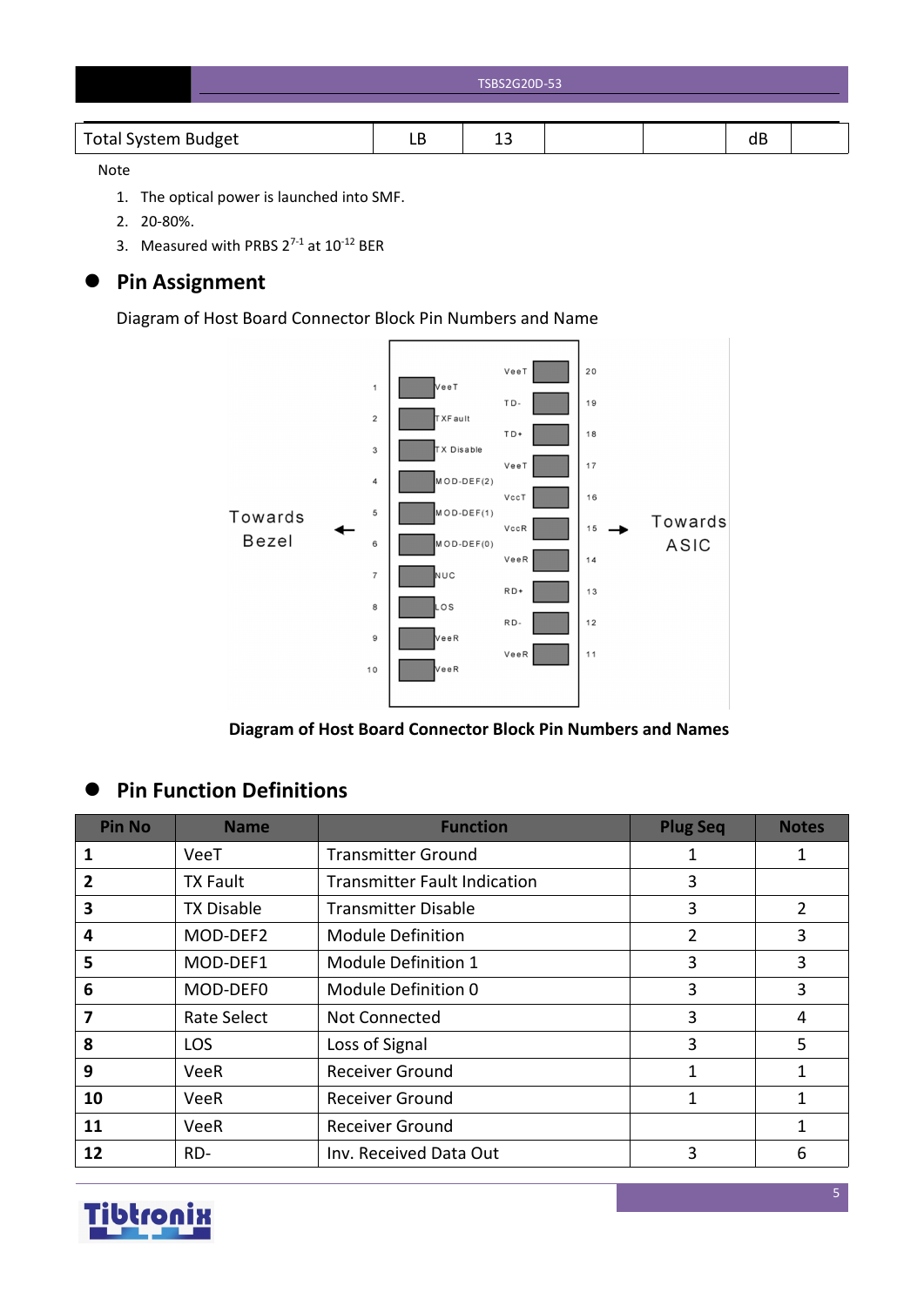| Total System Budget | LB | 13 | | | dB | |
|---|---|---|---|---|---|---|

Note

1. The optical power is launched into SMF.
2. 20-80%.
3. Measured with PRBS $2^{7-1}$ at $10^{-12}$ BER

## Pin Assignment

Diagram of Host Board Connector Block Pin Numbers and Name

Diagram of Host Board Connector Block Pin Numbers and Names

## Pin Function Definitions

| Pin No | Name | Function | Plug Seq | Notes |
|---|---|---|---|---|
| **1** | VeeT | Transmitter Ground | 1 | 1 |
| **2** | TX Fault | Transmitter Fault Indication | 3 | |
| **3** | TX Disable | Transmitter Disable | 3 | 2 |
| **4** | MOD-DEF2 | Module Definition | 2 | 3 |
| **5** | MOD-DEF1 | Module Definition 1 | 3 | 3 |
| **6** | MOD-DEF0 | Module Definition 0 | 3 | 3 |
| **7** | Rate Select | Not Connected | 3 | 4 |
| **8** | LOS | Loss of Signal | 3 | 5 |
| **9** | VeeR | Receiver Ground | 1 | 1 |
| **10** | VeeR | Receiver Ground | 1 | 1 |
| **11** | VeeR | Receiver Ground | | 1 |
| **12** | RD- | Inv. Received Data Out | 3 | 6 |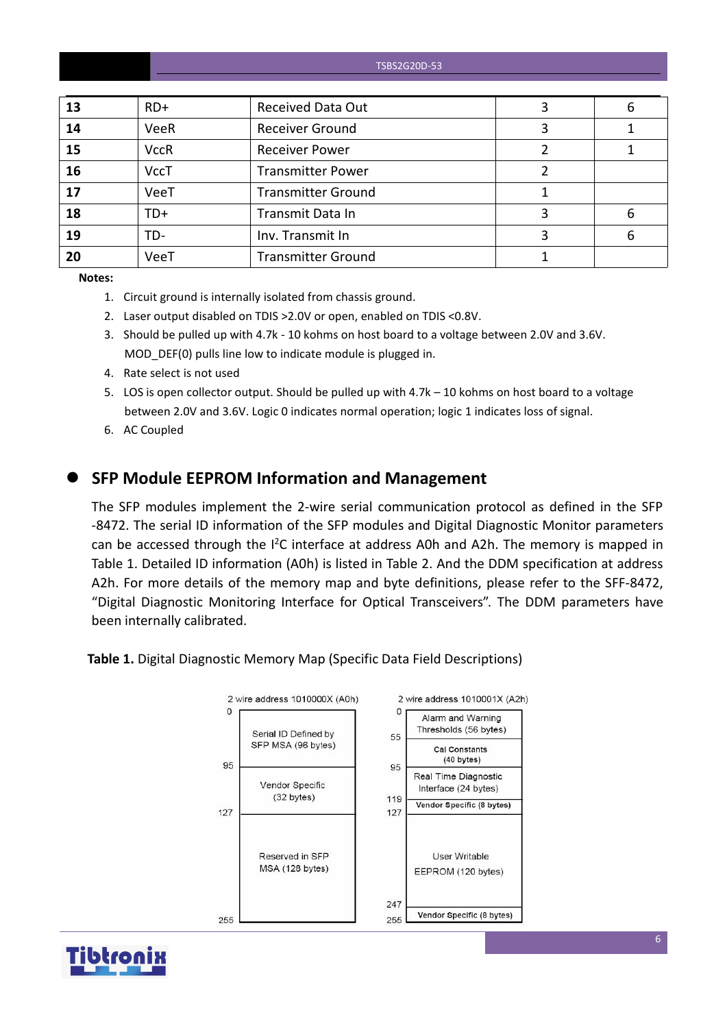| 13 | RD+ | Received Data Out | 3 | 6 |
|---|---|---|---|---|
| 14 | VeeR | Receiver Ground | 3 | 1 |
| 15 | VccR | Receiver Power | 2 | 1 |
| 16 | VccT | Transmitter Power | 2 | |
| 17 | VeeT | Transmitter Ground | 1 | |
| 18 | TD+ | Transmit Data In | 3 | 6 |
| 19 | TD- | Inv. Transmit In | 3 | 6 |
| 20 | VeeT | Transmitter Ground | 1 | |

**Notes:**

1. Circuit ground is internally isolated from chassis ground.
2. Laser output disabled on TDIS >2.0V or open, enabled on TDIS <0.8V.
3. Should be pulled up with 4.7k - 10 kohms on host board to a voltage between 2.0V and 3.6V. MOD_DEF(0) pulls line low to indicate module is plugged in.
4. Rate select is not used
5. LOS is open collector output. Should be pulled up with 4.7k – 10 kohms on host board to a voltage between 2.0V and 3.6V. Logic 0 indicates normal operation; logic 1 indicates loss of signal.
6. AC Coupled

## SFP Module EEPROM Information and Management

The SFP modules implement the 2-wire serial communication protocol as defined in the SFP -8472. The serial ID information of the SFP modules and Digital Diagnostic Monitor parameters can be accessed through the I[2]C interface at address A0h and A2h. The memory is mapped in Table 1. Detailed ID information (A0h) is listed in Table 2. And the DDM specification at address A2h. For more details of the memory map and byte definitions, please refer to the SFF-8472, “Digital Diagnostic Monitoring Interface for Optical Transceivers”. The DDM parameters have been internally calibrated.

**Table 1.** Digital Diagnostic Memory Map (Specific Data Field Descriptions)

| 2 wire address 1010000X (A0h) | | 2 wire address 1010001X (A2h) | |
|---|---|---|---|
| 0–95 | Serial ID Defined by SFP MSA (96 bytes) | 0–55 | Alarm and Warning Thresholds (56 bytes) |
| | | 55–95 | Cal Constants (40 bytes) |
| 95–127 | Vendor Specific (32 bytes) | 95–119 | Real Time Diagnostic Interface (24 bytes) |
| | | 119–127 | Vendor Specific (8 bytes) |
| 127–255 | Reserved in SFP MSA (128 bytes) | 127–247 | User Writable EEPROM (120 bytes) |
| | | 247–255 | Vendor Specific (8 bytes) |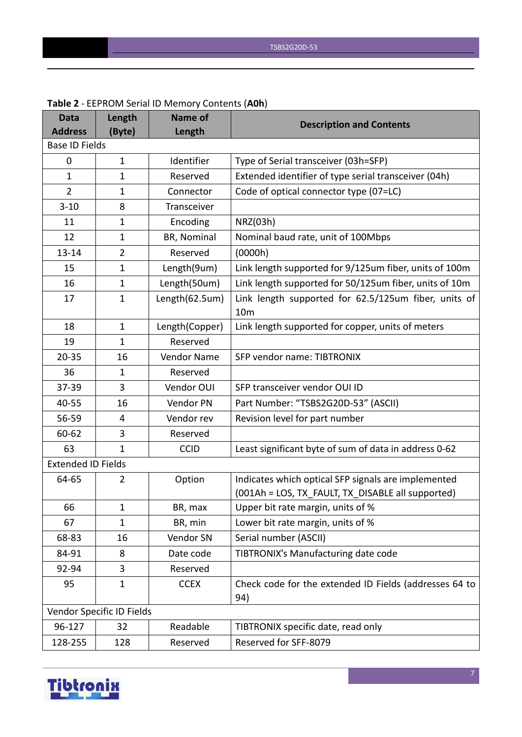**Table 2** - EEPROM Serial ID Memory Contents (**A0h**)

| Data Address | Length (Byte) | Name of Length | Description and Contents |
|---|---|---|---|
| Base ID Fields | | | |
| 0 | 1 | Identifier | Type of Serial transceiver (03h=SFP) |
| 1 | 1 | Reserved | Extended identifier of type serial transceiver (04h) |
| 2 | 1 | Connector | Code of optical connector type (07=LC) |
| 3-10 | 8 | Transceiver | |
| 11 | 1 | Encoding | NRZ(03h) |
| 12 | 1 | BR, Nominal | Nominal baud rate, unit of 100Mbps |
| 13-14 | 2 | Reserved | (0000h) |
| 15 | 1 | Length(9um) | Link length supported for 9/125um fiber, units of 100m |
| 16 | 1 | Length(50um) | Link length supported for 50/125um fiber, units of 10m |
| 17 | 1 | Length(62.5um) | Link length supported for 62.5/125um fiber, units of 10m |
| 18 | 1 | Length(Copper) | Link length supported for copper, units of meters |
| 19 | 1 | Reserved | |
| 20-35 | 16 | Vendor Name | SFP vendor name: TIBTRONIX |
| 36 | 1 | Reserved | |
| 37-39 | 3 | Vendor OUI | SFP transceiver vendor OUI ID |
| 40-55 | 16 | Vendor PN | Part Number: "TSBS2G20D-53" (ASCII) |
| 56-59 | 4 | Vendor rev | Revision level for part number |
| 60-62 | 3 | Reserved | |
| 63 | 1 | CCID | Least significant byte of sum of data in address 0-62 |
| Extended ID Fields | | | |
| 64-65 | 2 | Option | Indicates which optical SFP signals are implemented (001Ah = LOS, TX_FAULT, TX_DISABLE all supported) |
| 66 | 1 | BR, max | Upper bit rate margin, units of % |
| 67 | 1 | BR, min | Lower bit rate margin, units of % |
| 68-83 | 16 | Vendor SN | Serial number (ASCII) |
| 84-91 | 8 | Date code | TIBTRONIX's Manufacturing date code |
| 92-94 | 3 | Reserved | |
| 95 | 1 | CCEX | Check code for the extended ID Fields (addresses 64 to 94) |
| Vendor Specific ID Fields | | | |
| 96-127 | 32 | Readable | TIBTRONIX specific date, read only |
| 128-255 | 128 | Reserved | Reserved for SFF-8079 |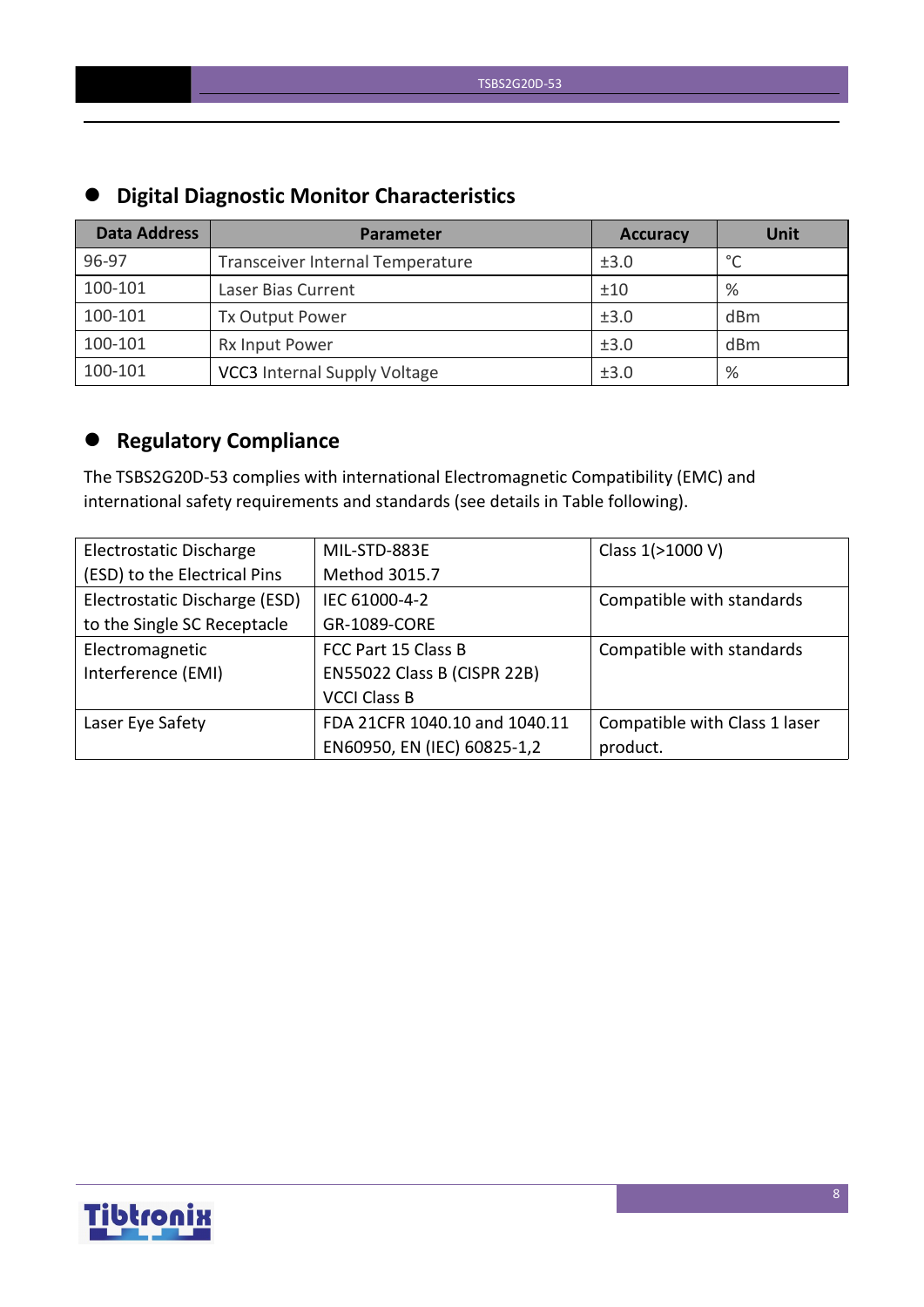## Digital Diagnostic Monitor Characteristics

| Data Address | Parameter | Accuracy | Unit |
|---|---|---|---|
| 96-97 | Transceiver Internal Temperature | ±3.0 | °C |
| 100-101 | Laser Bias Current | ±10 | % |
| 100-101 | Tx Output Power | ±3.0 | dBm |
| 100-101 | Rx Input Power | ±3.0 | dBm |
| 100-101 | VCC3 Internal Supply Voltage | ±3.0 | % |

## Regulatory Compliance

The TSBS2G20D-53 complies with international Electromagnetic Compatibility (EMC) and international safety requirements and standards (see details in Table following).

| | | |
|---|---|---|
| Electrostatic Discharge (ESD) to the Electrical Pins | MIL-STD-883E Method 3015.7 | Class 1(>1000 V) |
| Electrostatic Discharge (ESD) to the Single SC Receptacle | IEC 61000-4-2 GR-1089-CORE | Compatible with standards |
| Electromagnetic Interference (EMI) | FCC Part 15 Class B EN55022 Class B (CISPR 22B) VCCI Class B | Compatible with standards |
| Laser Eye Safety | FDA 21CFR 1040.10 and 1040.11 EN60950, EN (IEC) 60825-1,2 | Compatible with Class 1 laser product. |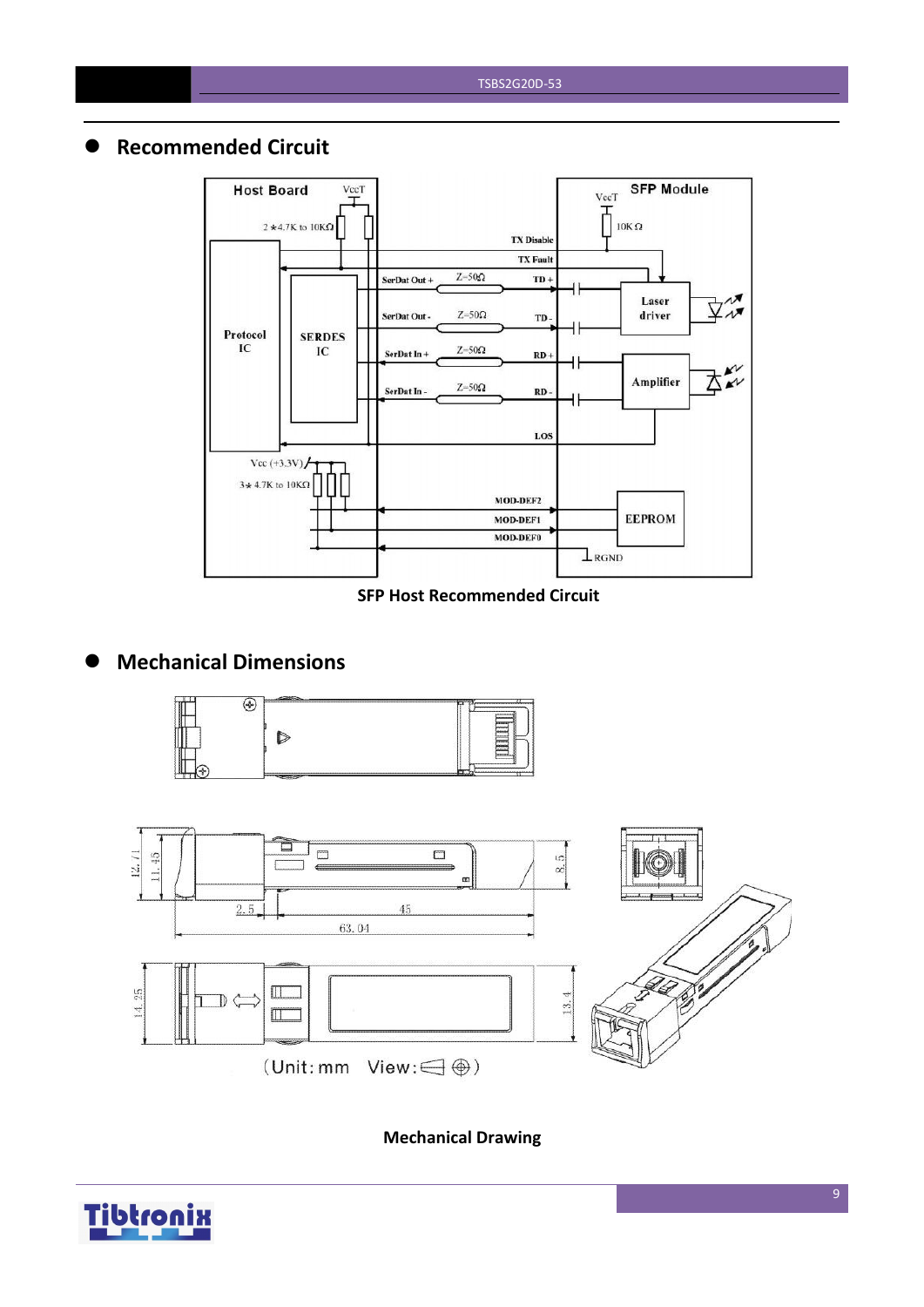## Recommended Circuit

SFP Host Recommended Circuit

## Mechanical Dimensions

Mechanical Drawing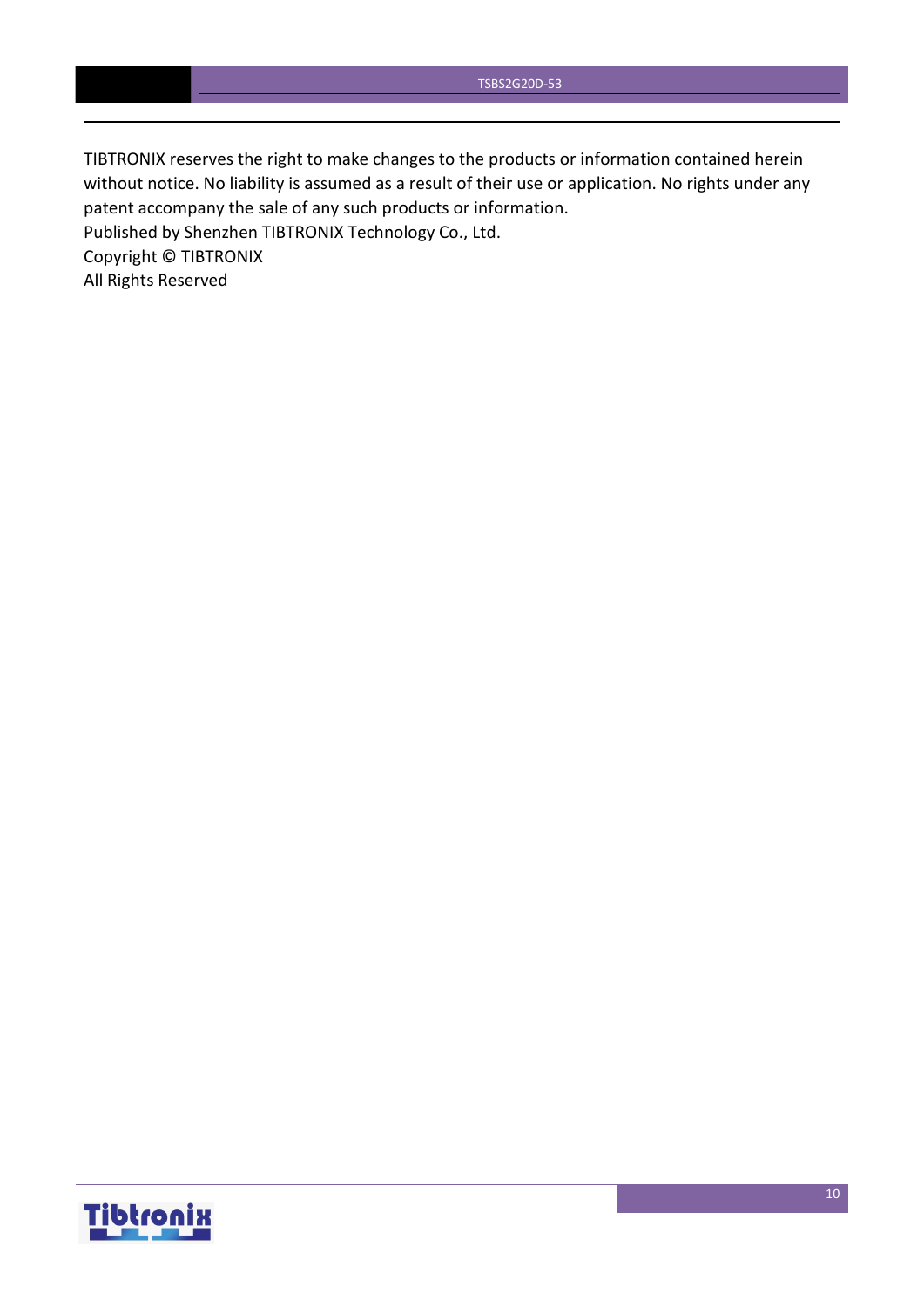TIBTRONIX reserves the right to make changes to the products or information contained herein without notice. No liability is assumed as a result of their use or application. No rights under any patent accompany the sale of any such products or information.
Published by Shenzhen TIBTRONIX Technology Co., Ltd.
Copyright © TIBTRONIX
All Rights Reserved